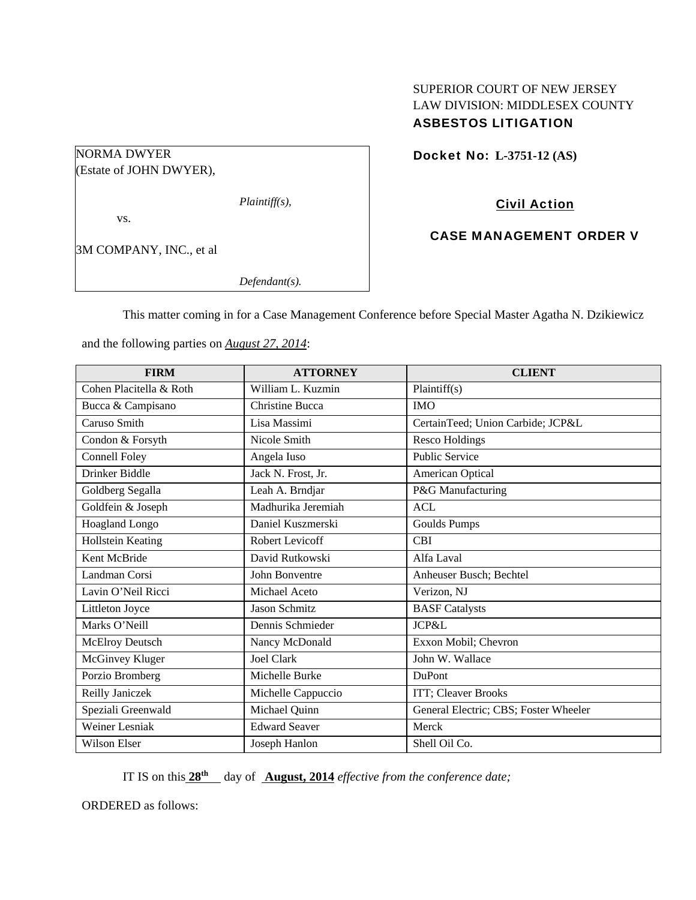SUPERIOR COURT OF NEW JERSEY
LAW DIVISION: MIDDLESEX COUNTY
**ASBESTOS LITIGATION**

NORMA DWYER
(Estate of JOHN DWYER),

*Plaintiff(s),*

vs.

3M COMPANY, INC., et al

*Defendant(s).*

**Docket No: L-3751-12 (AS)**

**Civil Action**

**CASE MANAGEMENT ORDER V**

This matter coming in for a Case Management Conference before Special Master Agatha N. Dzikiewicz and the following parties on *August 27, 2014*:

| FIRM | ATTORNEY | CLIENT |
|---|---|---|
| Cohen Placitella & Roth | William L. Kuzmin | Plaintiff(s) |
| Bucca & Campisano | Christine Bucca | IMO |
| Caruso Smith | Lisa Massimi | CertainTeed; Union Carbide; JCP&L |
| Condon & Forsyth | Nicole Smith | Resco Holdings |
| Connell Foley | Angela Iuso | Public Service |
| Drinker Biddle | Jack N. Frost, Jr. | American Optical |
| Goldberg Segalla | Leah A. Brndjar | P&G Manufacturing |
| Goldfein & Joseph | Madhurika Jeremiah | ACL |
| Hoagland Longo | Daniel Kuszmerski | Goulds Pumps |
| Hollstein Keating | Robert Levicoff | CBI |
| Kent McBride | David Rutkowski | Alfa Laval |
| Landman Corsi | John Bonventre | Anheuser Busch; Bechtel |
| Lavin O'Neil Ricci | Michael Aceto | Verizon, NJ |
| Littleton Joyce | Jason Schmitz | BASF Catalysts |
| Marks O'Neill | Dennis Schmieder | JCP&L |
| McElroy Deutsch | Nancy McDonald | Exxon Mobil; Chevron |
| McGinvey Kluger | Joel Clark | John W. Wallace |
| Porzio Bromberg | Michelle Burke | DuPont |
| Reilly Janiczek | Michelle Cappuccio | ITT; Cleaver Brooks |
| Speziali Greenwald | Michael Quinn | General Electric; CBS; Foster Wheeler |
| Weiner Lesniak | Edward Seaver | Merck |
| Wilson Elser | Joseph Hanlon | Shell Oil Co. |

IT IS on this **28th** day of **August, 2014** *effective from the conference date;*

ORDERED as follows: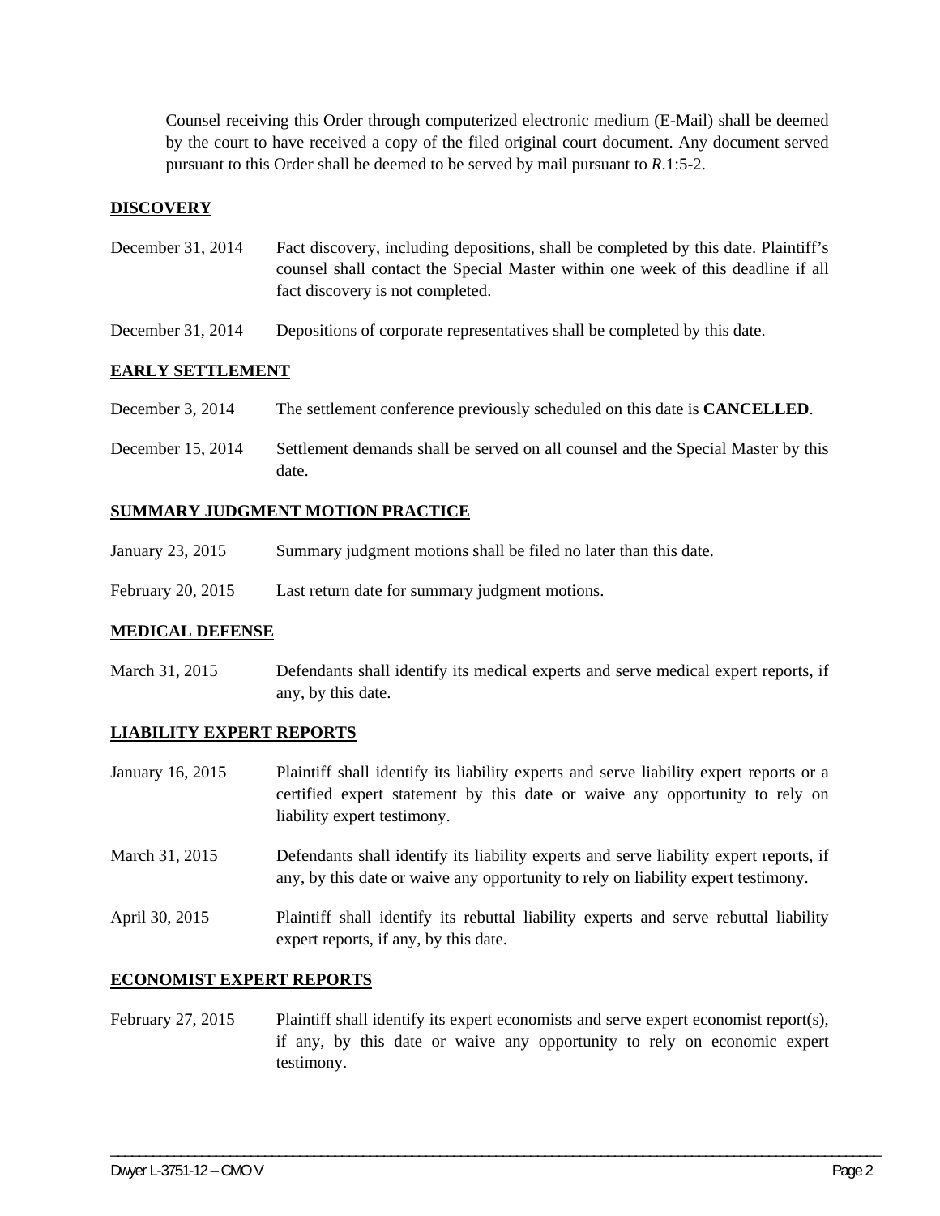Counsel receiving this Order through computerized electronic medium (E-Mail) shall be deemed by the court to have received a copy of the filed original court document. Any document served pursuant to this Order shall be deemed to be served by mail pursuant to *R*.1:5-2.

**DISCOVERY**

| | |
|---|---|
| December 31, 2014 | Fact discovery, including depositions, shall be completed by this date. Plaintiff's counsel shall contact the Special Master within one week of this deadline if all fact discovery is not completed. |
| December 31, 2014 | Depositions of corporate representatives shall be completed by this date. |

**EARLY SETTLEMENT**

| | |
|---|---|
| December 3, 2014 | The settlement conference previously scheduled on this date is **CANCELLED**. |
| December 15, 2014 | Settlement demands shall be served on all counsel and the Special Master by this date. |

**SUMMARY JUDGMENT MOTION PRACTICE**

| | |
|---|---|
| January 23, 2015 | Summary judgment motions shall be filed no later than this date. |
| February 20, 2015 | Last return date for summary judgment motions. |

**MEDICAL DEFENSE**

| | |
|---|---|
| March 31, 2015 | Defendants shall identify its medical experts and serve medical expert reports, if any, by this date. |

**LIABILITY EXPERT REPORTS**

| | |
|---|---|
| January 16, 2015 | Plaintiff shall identify its liability experts and serve liability expert reports or a certified expert statement by this date or waive any opportunity to rely on liability expert testimony. |
| March 31, 2015 | Defendants shall identify its liability experts and serve liability expert reports, if any, by this date or waive any opportunity to rely on liability expert testimony. |
| April 30, 2015 | Plaintiff shall identify its rebuttal liability experts and serve rebuttal liability expert reports, if any, by this date. |

**ECONOMIST EXPERT REPORTS**

| | |
|---|---|
| February 27, 2015 | Plaintiff shall identify its expert economists and serve expert economist report(s), if any, by this date or waive any opportunity to rely on economic expert testimony. |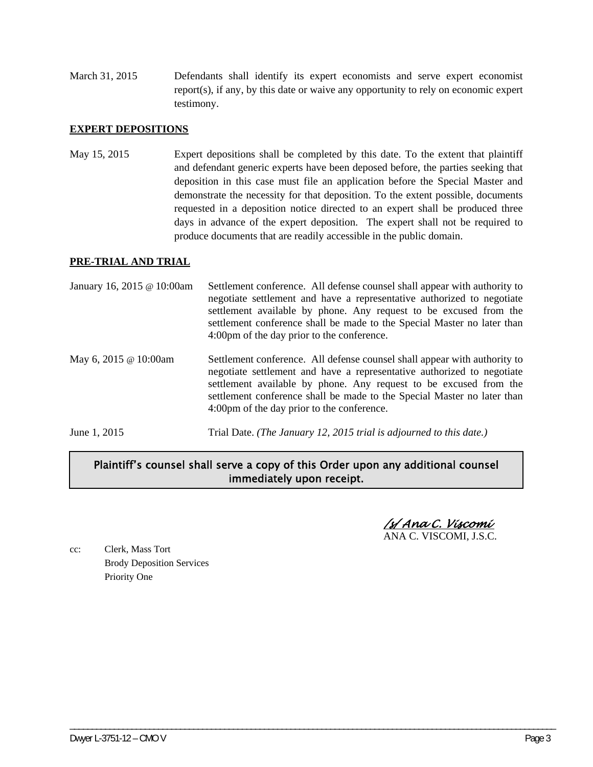| | |
|---|---|
| March 31, 2015 | Defendants shall identify its expert economists and serve expert economist report(s), if any, by this date or waive any opportunity to rely on economic expert testimony. |

**EXPERT DEPOSITIONS**

| | |
|---|---|
| May 15, 2015 | Expert depositions shall be completed by this date. To the extent that plaintiff and defendant generic experts have been deposed before, the parties seeking that deposition in this case must file an application before the Special Master and demonstrate the necessity for that deposition. To the extent possible, documents requested in a deposition notice directed to an expert shall be produced three days in advance of the expert deposition. The expert shall not be required to produce documents that are readily accessible in the public domain. |

**PRE-TRIAL AND TRIAL**

| | |
|---|---|
| January 16, 2015 @ 10:00am | Settlement conference. All defense counsel shall appear with authority to negotiate settlement and have a representative authorized to negotiate settlement available by phone. Any request to be excused from the settlement conference shall be made to the Special Master no later than 4:00pm of the day prior to the conference. |
| May 6, 2015 @ 10:00am | Settlement conference. All defense counsel shall appear with authority to negotiate settlement and have a representative authorized to negotiate settlement available by phone. Any request to be excused from the settlement conference shall be made to the Special Master no later than 4:00pm of the day prior to the conference. |
| June 1, 2015 | Trial Date. *(The January 12, 2015 trial is adjourned to this date.)* |

**Plaintiff's counsel shall serve a copy of this Order upon any additional counsel immediately upon receipt.**

*/s/ Ana C. Viscomi*
ANA C. VISCOMI, J.S.C.

cc: Clerk, Mass Tort
Brody Deposition Services
Priority One